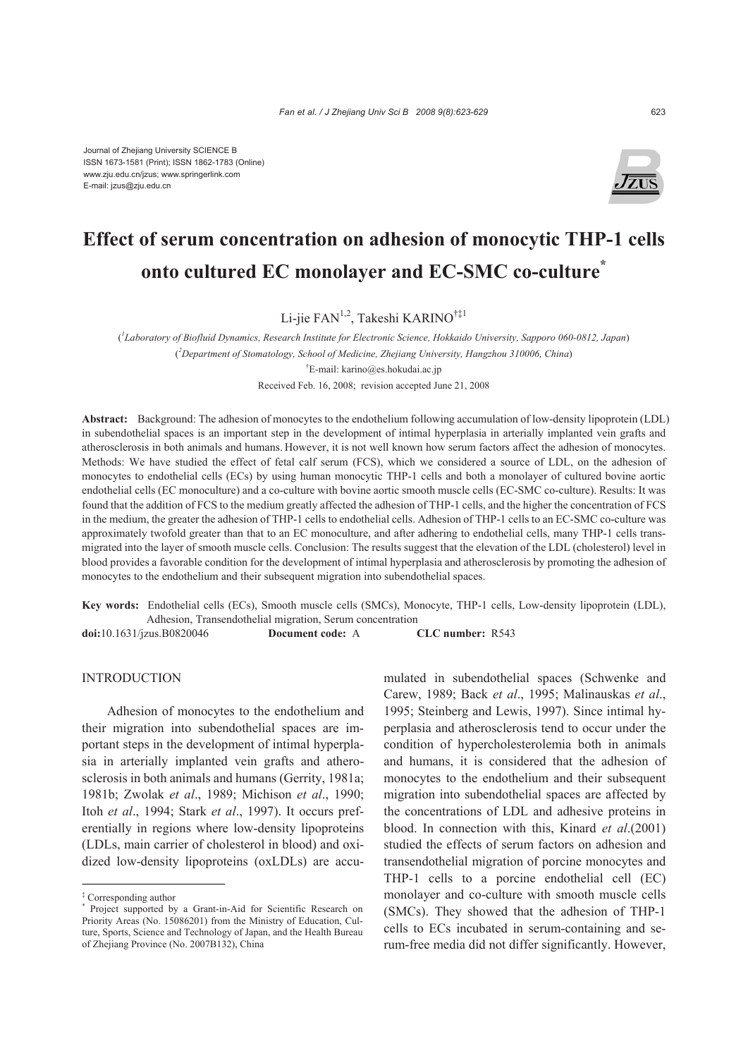Journal of Zhejiang University SCIENCE B
ISSN 1673-1581 (Print); ISSN 1862-1783 (Online)
www.zju.edu.cn/jzus; www.springerlink.com
E-mail: jzus@zju.edu.cn

# Effect of serum concentration on adhesion of monocytic THP-1 cells onto cultured EC monolayer and EC-SMC co-culture*

Li-jie FAN[1,2], Takeshi KARINO[†‡1]

([1]Laboratory of Biofluid Dynamics, Research Institute for Electronic Science, Hokkaido University, Sapporo 060-0812, Japan)

([2]Department of Stomatology, School of Medicine, Zhejiang University, Hangzhou 310006, China)

[†]E-mail: karino@es.hokudai.ac.jp

Received Feb. 16, 2008; revision accepted June 21, 2008

**Abstract:** Background: The adhesion of monocytes to the endothelium following accumulation of low-density lipoprotein (LDL) in subendothelial spaces is an important step in the development of intimal hyperplasia in arterially implanted vein grafts and atherosclerosis in both animals and humans. However, it is not well known how serum factors affect the adhesion of monocytes. Methods: We have studied the effect of fetal calf serum (FCS), which we considered a source of LDL, on the adhesion of monocytes to endothelial cells (ECs) by using human monocytic THP-1 cells and both a monolayer of cultured bovine aortic endothelial cells (EC monoculture) and a co-culture with bovine aortic smooth muscle cells (EC-SMC co-culture). Results: It was found that the addition of FCS to the medium greatly affected the adhesion of THP-1 cells, and the higher the concentration of FCS in the medium, the greater the adhesion of THP-1 cells to endothelial cells. Adhesion of THP-1 cells to an EC-SMC co-culture was approximately twofold greater than that to an EC monoculture, and after adhering to endothelial cells, many THP-1 cells transmigrated into the layer of smooth muscle cells. Conclusion: The results suggest that the elevation of the LDL (cholesterol) level in blood provides a favorable condition for the development of intimal hyperplasia and atherosclerosis by promoting the adhesion of monocytes to the endothelium and their subsequent migration into subendothelial spaces.

**Key words:** Endothelial cells (ECs), Smooth muscle cells (SMCs), Monocyte, THP-1 cells, Low-density lipoprotein (LDL), Adhesion, Transendothelial migration, Serum concentration

**doi:**10.1631/jzus.B0820046 **Document code:** A **CLC number:** R543

## INTRODUCTION

Adhesion of monocytes to the endothelium and their migration into subendothelial spaces are important steps in the development of intimal hyperplasia in arterially implanted vein grafts and atherosclerosis in both animals and humans (Gerrity, 1981a; 1981b; Zwolak *et al*., 1989; Michison *et al*., 1990; Itoh *et al*., 1994; Stark *et al*., 1997). It occurs preferentially in regions where low-density lipoproteins (LDLs, main carrier of cholesterol in blood) and oxidized low-density lipoproteins (oxLDLs) are accumulated in subendothelial spaces (Schwenke and Carew, 1989; Back *et al*., 1995; Malinauskas *et al*., 1995; Steinberg and Lewis, 1997). Since intimal hyperplasia and atherosclerosis tend to occur under the condition of hypercholesterolemia both in animals and humans, it is considered that the adhesion of monocytes to the endothelium and their subsequent migration into subendothelial spaces are affected by the concentrations of LDL and adhesive proteins in blood. In connection with this, Kinard *et al*.(2001) studied the effects of serum factors on adhesion and transendothelial migration of porcine monocytes and THP-1 cells to a porcine endothelial cell (EC) monolayer and co-culture with smooth muscle cells (SMCs). They showed that the adhesion of THP-1 cells to ECs incubated in serum-containing and serum-free media did not differ significantly. However,

---

‡ Corresponding author

\* Project supported by a Grant-in-Aid for Scientific Research on Priority Areas (No. 15086201) from the Ministry of Education, Culture, Sports, Science and Technology of Japan, and the Health Bureau of Zhejiang Province (No. 2007B132), China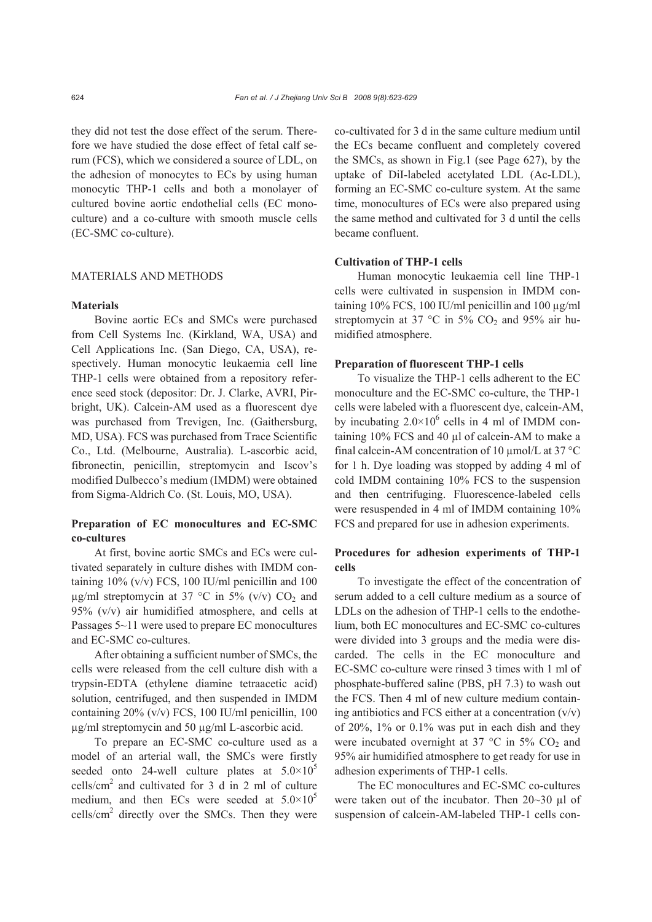they did not test the dose effect of the serum. Therefore we have studied the dose effect of fetal calf serum (FCS), which we considered a source of LDL, on the adhesion of monocytes to ECs by using human monocytic THP-1 cells and both a monolayer of cultured bovine aortic endothelial cells (EC monoculture) and a co-culture with smooth muscle cells (EC-SMC co-culture).

## MATERIALS AND METHODS

### Materials

Bovine aortic ECs and SMCs were purchased from Cell Systems Inc. (Kirkland, WA, USA) and Cell Applications Inc. (San Diego, CA, USA), respectively. Human monocytic leukaemia cell line THP-1 cells were obtained from a repository reference seed stock (depositor: Dr. J. Clarke, AVRI, Pirbright, UK). Calcein-AM used as a fluorescent dye was purchased from Trevigen, Inc. (Gaithersburg, MD, USA). FCS was purchased from Trace Scientific Co., Ltd. (Melbourne, Australia). L-ascorbic acid, fibronectin, penicillin, streptomycin and Iscov's modified Dulbecco's medium (IMDM) were obtained from Sigma-Aldrich Co. (St. Louis, MO, USA).

### Preparation of EC monocultures and EC-SMC co-cultures

At first, bovine aortic SMCs and ECs were cultivated separately in culture dishes with IMDM containing 10% (v/v) FCS, 100 IU/ml penicillin and 100 μg/ml streptomycin at 37 °C in 5% (v/v) $CO_2$ and 95% (v/v) air humidified atmosphere, and cells at Passages 5~11 were used to prepare EC monocultures and EC-SMC co-cultures.

After obtaining a sufficient number of SMCs, the cells were released from the cell culture dish with a trypsin-EDTA (ethylene diamine tetraacetic acid) solution, centrifuged, and then suspended in IMDM containing 20% (v/v) FCS, 100 IU/ml penicillin, 100 μg/ml streptomycin and 50 μg/ml L-ascorbic acid.

To prepare an EC-SMC co-culture used as a model of an arterial wall, the SMCs were firstly seeded onto 24-well culture plates at $5.0\times10^5$ cells/cm$^2$ and cultivated for 3 d in 2 ml of culture medium, and then ECs were seeded at $5.0\times10^5$ cells/cm$^2$ directly over the SMCs. Then they were co-cultivated for 3 d in the same culture medium until the ECs became confluent and completely covered the SMCs, as shown in Fig.1 (see Page 627), by the uptake of DiI-labeled acetylated LDL (Ac-LDL), forming an EC-SMC co-culture system. At the same time, monocultures of ECs were also prepared using the same method and cultivated for 3 d until the cells became confluent.

### Cultivation of THP-1 cells

Human monocytic leukaemia cell line THP-1 cells were cultivated in suspension in IMDM containing 10% FCS, 100 IU/ml penicillin and 100 μg/ml streptomycin at 37 °C in 5% $CO_2$ and 95% air humidified atmosphere.

### Preparation of fluorescent THP-1 cells

To visualize the THP-1 cells adherent to the EC monoculture and the EC-SMC co-culture, the THP-1 cells were labeled with a fluorescent dye, calcein-AM, by incubating $2.0\times10^6$ cells in 4 ml of IMDM containing 10% FCS and 40 μl of calcein-AM to make a final calcein-AM concentration of 10 μmol/L at 37 °C for 1 h. Dye loading was stopped by adding 4 ml of cold IMDM containing 10% FCS to the suspension and then centrifuging. Fluorescence-labeled cells were resuspended in 4 ml of IMDM containing 10% FCS and prepared for use in adhesion experiments.

### Procedures for adhesion experiments of THP-1 cells

To investigate the effect of the concentration of serum added to a cell culture medium as a source of LDLs on the adhesion of THP-1 cells to the endothelium, both EC monocultures and EC-SMC co-cultures were divided into 3 groups and the media were discarded. The cells in the EC monoculture and EC-SMC co-culture were rinsed 3 times with 1 ml of phosphate-buffered saline (PBS, pH 7.3) to wash out the FCS. Then 4 ml of new culture medium containing antibiotics and FCS either at a concentration (v/v) of 20%, 1% or 0.1% was put in each dish and they were incubated overnight at 37 °C in 5% $CO_2$ and 95% air humidified atmosphere to get ready for use in adhesion experiments of THP-1 cells.

The EC monocultures and EC-SMC co-cultures were taken out of the incubator. Then 20~30 μl of suspension of calcein-AM-labeled THP-1 cells con-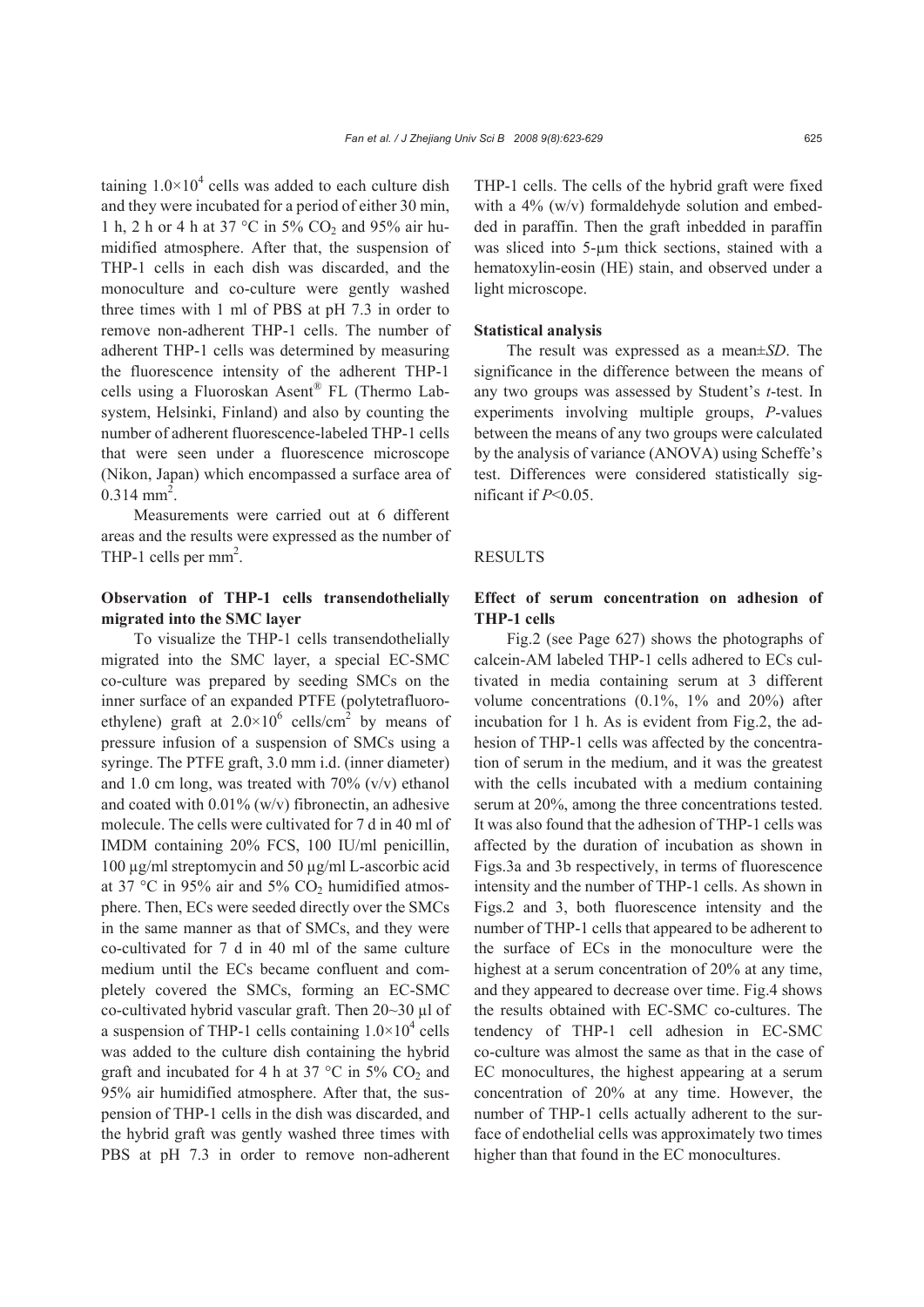taining $1.0\times10^4$ cells was added to each culture dish and they were incubated for a period of either 30 min, 1 h, 2 h or 4 h at 37 °C in 5% $CO_2$ and 95% air humidified atmosphere. After that, the suspension of THP-1 cells in each dish was discarded, and the monoculture and co-culture were gently washed three times with 1 ml of PBS at pH 7.3 in order to remove non-adherent THP-1 cells. The number of adherent THP-1 cells was determined by measuring the fluorescence intensity of the adherent THP-1 cells using a Fluoroskan Asent® FL (Thermo Labsystem, Helsinki, Finland) and also by counting the number of adherent fluorescence-labeled THP-1 cells that were seen under a fluorescence microscope (Nikon, Japan) which encompassed a surface area of $0.314\ mm^2$.

Measurements were carried out at 6 different areas and the results were expressed as the number of THP-1 cells per $mm^2$.

### Observation of THP-1 cells transendothelially migrated into the SMC layer

To visualize the THP-1 cells transendothelially migrated into the SMC layer, a special EC-SMC co-culture was prepared by seeding SMCs on the inner surface of an expanded PTFE (polytetrafluoroethylene) graft at $2.0\times10^6$ cells/$cm^2$ by means of pressure infusion of a suspension of SMCs using a syringe. The PTFE graft, 3.0 mm i.d. (inner diameter) and 1.0 cm long, was treated with 70% (v/v) ethanol and coated with 0.01% (w/v) fibronectin, an adhesive molecule. The cells were cultivated for 7 d in 40 ml of IMDM containing 20% FCS, 100 IU/ml penicillin, 100 μg/ml streptomycin and 50 μg/ml L-ascorbic acid at 37 °C in 95% air and 5% $CO_2$ humidified atmosphere. Then, ECs were seeded directly over the SMCs in the same manner as that of SMCs, and they were co-cultivated for 7 d in 40 ml of the same culture medium until the ECs became confluent and completely covered the SMCs, forming an EC-SMC co-cultivated hybrid vascular graft. Then 20~30 μl of a suspension of THP-1 cells containing $1.0\times10^4$ cells was added to the culture dish containing the hybrid graft and incubated for 4 h at 37 °C in 5% $CO_2$ and 95% air humidified atmosphere. After that, the suspension of THP-1 cells in the dish was discarded, and the hybrid graft was gently washed three times with PBS at pH 7.3 in order to remove non-adherent THP-1 cells. The cells of the hybrid graft were fixed with a 4% (w/v) formaldehyde solution and embedded in paraffin. Then the graft inbedded in paraffin was sliced into 5-μm thick sections, stained with a hematoxylin-eosin (HE) stain, and observed under a light microscope.

### Statistical analysis

The result was expressed as a mean±*SD*. The significance in the difference between the means of any two groups was assessed by Student's *t*-test. In experiments involving multiple groups, *P*-values between the means of any two groups were calculated by the analysis of variance (ANOVA) using Scheffe's test. Differences were considered statistically significant if $P<0.05$.

## RESULTS

### Effect of serum concentration on adhesion of THP-1 cells

Fig.2 (see Page 627) shows the photographs of calcein-AM labeled THP-1 cells adhered to ECs cultivated in media containing serum at 3 different volume concentrations (0.1%, 1% and 20%) after incubation for 1 h. As is evident from Fig.2, the adhesion of THP-1 cells was affected by the concentration of serum in the medium, and it was the greatest with the cells incubated with a medium containing serum at 20%, among the three concentrations tested. It was also found that the adhesion of THP-1 cells was affected by the duration of incubation as shown in Figs.3a and 3b respectively, in terms of fluorescence intensity and the number of THP-1 cells. As shown in Figs.2 and 3, both fluorescence intensity and the number of THP-1 cells that appeared to be adherent to the surface of ECs in the monoculture were the highest at a serum concentration of 20% at any time, and they appeared to decrease over time. Fig.4 shows the results obtained with EC-SMC co-cultures. The tendency of THP-1 cell adhesion in EC-SMC co-culture was almost the same as that in the case of EC monocultures, the highest appearing at a serum concentration of 20% at any time. However, the number of THP-1 cells actually adherent to the surface of endothelial cells was approximately two times higher than that found in the EC monocultures.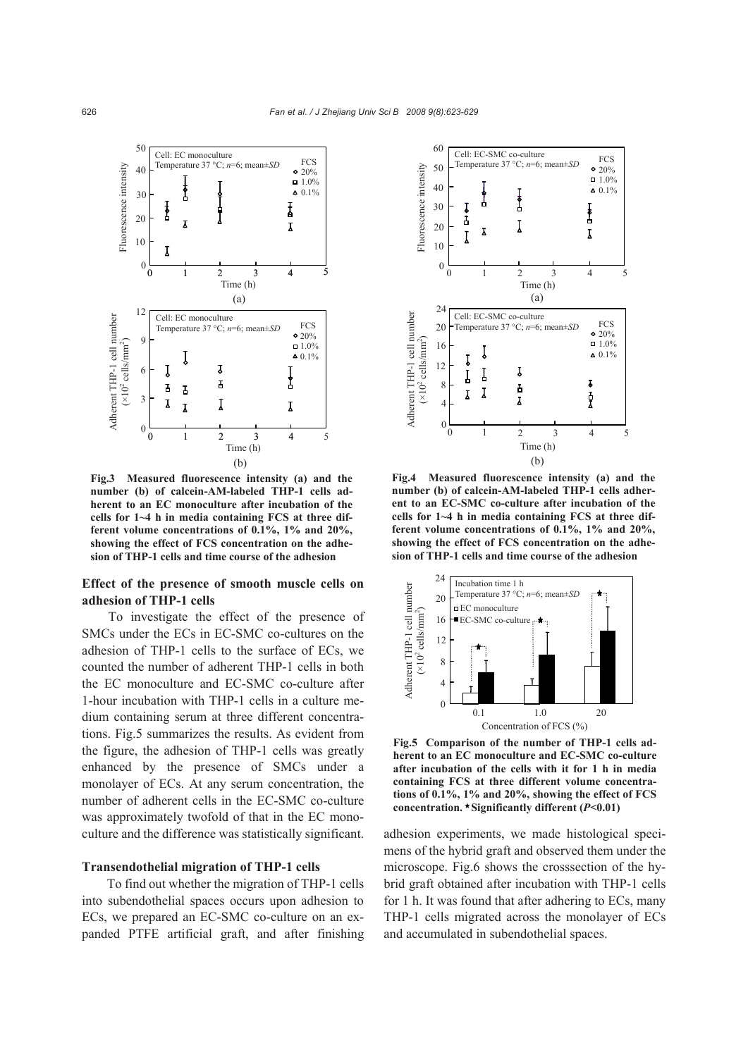**Fig.3 Measured fluorescence intensity (a) and the number (b) of calcein-AM-labeled THP-1 cells adherent to an EC monoculture after incubation of the cells for 1~4 h in media containing FCS at three different volume concentrations of 0.1%, 1% and 20%, showing the effect of FCS concentration on the adhesion of THP-1 cells and time course of the adhesion**

**Fig.4 Measured fluorescence intensity (a) and the number (b) of calcein-AM-labeled THP-1 cells adherent to an EC-SMC co-culture after incubation of the cells for 1~4 h in media containing FCS at three different volume concentrations of 0.1%, 1% and 20%, showing the effect of FCS concentration on the adhesion of THP-1 cells and time course of the adhesion**

### Effect of the presence of smooth muscle cells on adhesion of THP-1 cells

To investigate the effect of the presence of SMCs under the ECs in EC-SMC co-cultures on the adhesion of THP-1 cells to the surface of ECs, we counted the number of adherent THP-1 cells in both the EC monoculture and EC-SMC co-culture after 1-hour incubation with THP-1 cells in a culture medium containing serum at three different concentrations. Fig.5 summarizes the results. As evident from the figure, the adhesion of THP-1 cells was greatly enhanced by the presence of SMCs under a monolayer of ECs. At any serum concentration, the number of adherent cells in the EC-SMC co-culture was approximately twofold of that in the EC monoculture and the difference was statistically significant.

**Fig.5 Comparison of the number of THP-1 cells adherent to an EC monoculture and EC-SMC co-culture after incubation of the cells with it for 1 h in media containing FCS at three different volume concentrations of 0.1%, 1% and 20%, showing the effect of FCS concentration. ★Significantly different ($P$<0.01)**

### Transendothelial migration of THP-1 cells

To find out whether the migration of THP-1 cells into subendothelial spaces occurs upon adhesion to ECs, we prepared an EC-SMC co-culture on an expanded PTFE artificial graft, and after finishing adhesion experiments, we made histological specimens of the hybrid graft and observed them under the microscope. Fig.6 shows the crosssection of the hybrid graft obtained after incubation with THP-1 cells for 1 h. It was found that after adhering to ECs, many THP-1 cells migrated across the monolayer of ECs and accumulated in subendothelial spaces.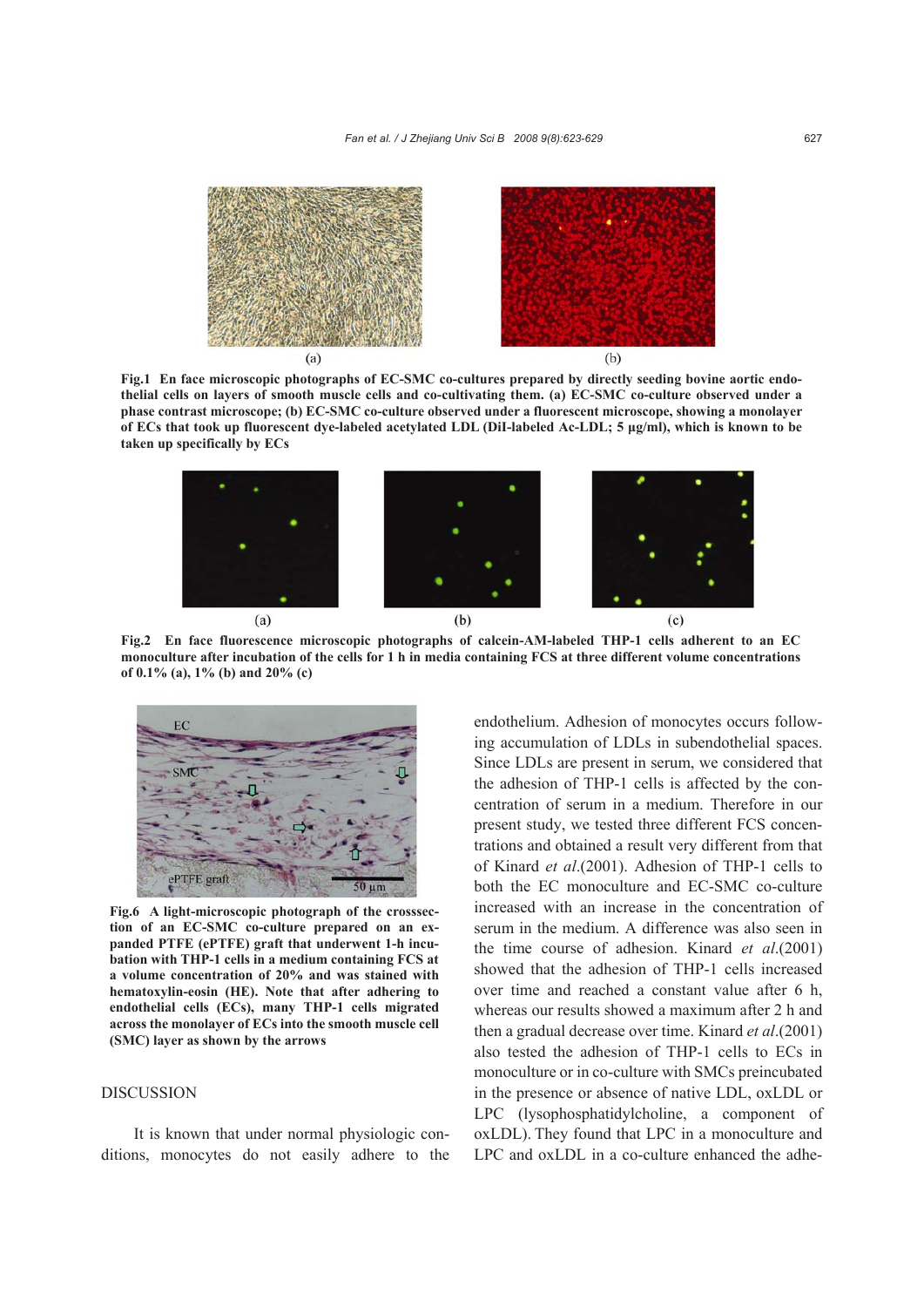**Fig.1 En face microscopic photographs of EC-SMC co-cultures prepared by directly seeding bovine aortic endothelial cells on layers of smooth muscle cells and co-cultivating them. (a) EC-SMC co-culture observed under a phase contrast microscope; (b) EC-SMC co-culture observed under a fluorescent microscope, showing a monolayer of ECs that took up fluorescent dye-labeled acetylated LDL (DiI-labeled Ac-LDL; 5 μg/ml), which is known to be taken up specifically by ECs**

**Fig.2 En face fluorescence microscopic photographs of calcein-AM-labeled THP-1 cells adherent to an EC monoculture after incubation of the cells for 1 h in media containing FCS at three different volume concentrations of 0.1% (a), 1% (b) and 20% (c)**

**Fig.6 A light-microscopic photograph of the crosssection of an EC-SMC co-culture prepared on an expanded PTFE (ePTFE) graft that underwent 1-h incubation with THP-1 cells in a medium containing FCS at a volume concentration of 20% and was stained with hematoxylin-eosin (HE). Note that after adhering to endothelial cells (ECs), many THP-1 cells migrated across the monolayer of ECs into the smooth muscle cell (SMC) layer as shown by the arrows**

## DISCUSSION

It is known that under normal physiologic conditions, monocytes do not easily adhere to the endothelium. Adhesion of monocytes occurs following accumulation of LDLs in subendothelial spaces. Since LDLs are present in serum, we considered that the adhesion of THP-1 cells is affected by the concentration of serum in a medium. Therefore in our present study, we tested three different FCS concentrations and obtained a result very different from that of Kinard *et al*.(2001). Adhesion of THP-1 cells to both the EC monoculture and EC-SMC co-culture increased with an increase in the concentration of serum in the medium. A difference was also seen in the time course of adhesion. Kinard *et al*.(2001) showed that the adhesion of THP-1 cells increased over time and reached a constant value after 6 h, whereas our results showed a maximum after 2 h and then a gradual decrease over time. Kinard *et al*.(2001) also tested the adhesion of THP-1 cells to ECs in monoculture or in co-culture with SMCs preincubated in the presence or absence of native LDL, oxLDL or LPC (lysophosphatidylcholine, a component of oxLDL). They found that LPC in a monoculture and LPC and oxLDL in a co-culture enhanced the adhe-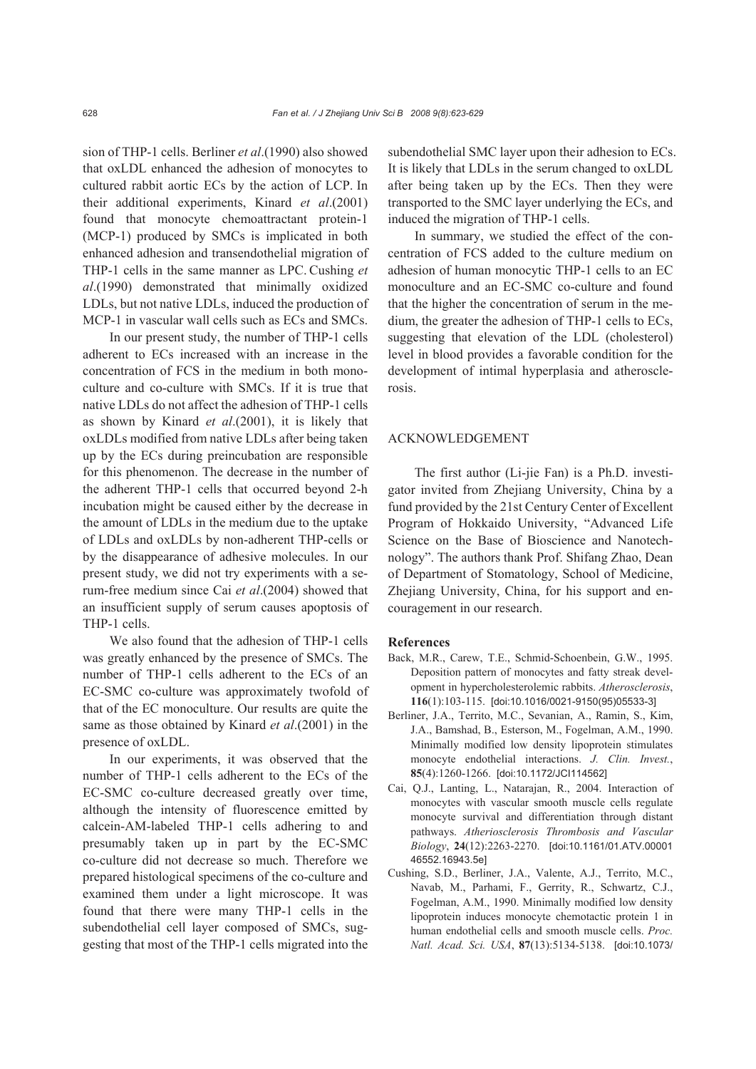sion of THP-1 cells. Berliner *et al*.(1990) also showed that oxLDL enhanced the adhesion of monocytes to cultured rabbit aortic ECs by the action of LCP. In their additional experiments, Kinard *et al*.(2001) found that monocyte chemoattractant protein-1 (MCP-1) produced by SMCs is implicated in both enhanced adhesion and transendothelial migration of THP-1 cells in the same manner as LPC. Cushing *et al*.(1990) demonstrated that minimally oxidized LDLs, but not native LDLs, induced the production of MCP-1 in vascular wall cells such as ECs and SMCs.

In our present study, the number of THP-1 cells adherent to ECs increased with an increase in the concentration of FCS in the medium in both monoculture and co-culture with SMCs. If it is true that native LDLs do not affect the adhesion of THP-1 cells as shown by Kinard *et al*.(2001), it is likely that oxLDLs modified from native LDLs after being taken up by the ECs during preincubation are responsible for this phenomenon. The decrease in the number of the adherent THP-1 cells that occurred beyond 2-h incubation might be caused either by the decrease in the amount of LDLs in the medium due to the uptake of LDLs and oxLDLs by non-adherent THP-cells or by the disappearance of adhesive molecules. In our present study, we did not try experiments with a serum-free medium since Cai *et al*.(2004) showed that an insufficient supply of serum causes apoptosis of THP-1 cells.

We also found that the adhesion of THP-1 cells was greatly enhanced by the presence of SMCs. The number of THP-1 cells adherent to the ECs of an EC-SMC co-culture was approximately twofold of that of the EC monoculture. Our results are quite the same as those obtained by Kinard *et al*.(2001) in the presence of oxLDL.

In our experiments, it was observed that the number of THP-1 cells adherent to the ECs of the EC-SMC co-culture decreased greatly over time, although the intensity of fluorescence emitted by calcein-AM-labeled THP-1 cells adhering to and presumably taken up in part by the EC-SMC co-culture did not decrease so much. Therefore we prepared histological specimens of the co-culture and examined them under a light microscope. It was found that there were many THP-1 cells in the subendothelial cell layer composed of SMCs, suggesting that most of the THP-1 cells migrated into the subendothelial SMC layer upon their adhesion to ECs. It is likely that LDLs in the serum changed to oxLDL after being taken up by the ECs. Then they were transported to the SMC layer underlying the ECs, and induced the migration of THP-1 cells.

In summary, we studied the effect of the concentration of FCS added to the culture medium on adhesion of human monocytic THP-1 cells to an EC monoculture and an EC-SMC co-culture and found that the higher the concentration of serum in the medium, the greater the adhesion of THP-1 cells to ECs, suggesting that elevation of the LDL (cholesterol) level in blood provides a favorable condition for the development of intimal hyperplasia and atherosclerosis.

## ACKNOWLEDGEMENT

The first author (Li-jie Fan) is a Ph.D. investigator invited from Zhejiang University, China by a fund provided by the 21st Century Center of Excellent Program of Hokkaido University, "Advanced Life Science on the Base of Bioscience and Nanotechnology". The authors thank Prof. Shifang Zhao, Dean of Department of Stomatology, School of Medicine, Zhejiang University, China, for his support and encouragement in our research.

## References

Back, M.R., Carew, T.E., Schmid-Schoenbein, G.W., 1995. Deposition pattern of monocytes and fatty streak development in hypercholesterolemic rabbits. *Atherosclerosis*, **116**(1):103-115. [doi:10.1016/0021-9150(95)05533-3]

Berliner, J.A., Territo, M.C., Sevanian, A., Ramin, S., Kim, J.A., Bamshad, B., Esterson, M., Fogelman, A.M., 1990. Minimally modified low density lipoprotein stimulates monocyte endothelial interactions. *J. Clin. Invest.*, **85**(4):1260-1266. [doi:10.1172/JCI114562]

Cai, Q.J., Lanting, L., Natarajan, R., 2004. Interaction of monocytes with vascular smooth muscle cells regulate monocyte survival and differentiation through distant pathways. *Atheriosclerosis Thrombosis and Vascular Biology*, **24**(12):2263-2270. [doi:10.1161/01.ATV.0000146552.16943.5e]

Cushing, S.D., Berliner, J.A., Valente, A.J., Territo, M.C., Navab, M., Parhami, F., Gerrity, R., Schwartz, C.J., Fogelman, A.M., 1990. Minimally modified low density lipoprotein induces monocyte chemotactic protein 1 in human endothelial cells and smooth muscle cells. *Proc. Natl. Acad. Sci. USA*, **87**(13):5134-5138. [doi:10.1073/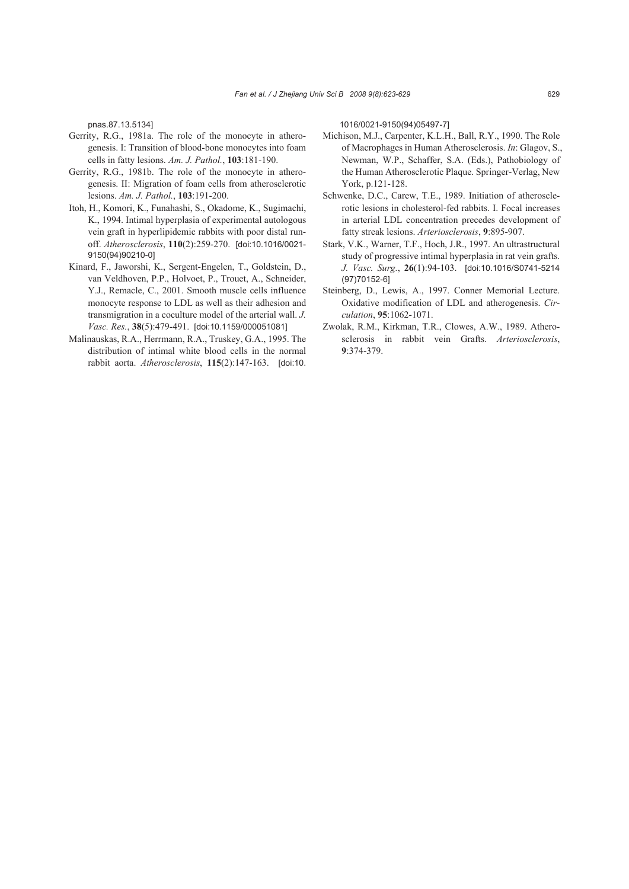pnas.87.13.5134]

Gerrity, R.G., 1981a. The role of the monocyte in atherogenesis. I: Transition of blood-bone monocytes into foam cells in fatty lesions. *Am. J. Pathol.*, **103**:181-190.

Gerrity, R.G., 1981b. The role of the monocyte in atherogenesis. II: Migration of foam cells from atherosclerotic lesions. *Am. J. Pathol.*, **103**:191-200.

Itoh, H., Komori, K., Funahashi, S., Okadome, K., Sugimachi, K., 1994. Intimal hyperplasia of experimental autologous vein graft in hyperlipidemic rabbits with poor distal runoff. *Atherosclerosis*, **110**(2):259-270. [doi:10.1016/0021-9150(94)90210-0]

Kinard, F., Jaworshi, K., Sergent-Engelen, T., Goldstein, D., van Veldhoven, P.P., Holvoet, P., Trouet, A., Schneider, Y.J., Remacle, C., 2001. Smooth muscle cells influence monocyte response to LDL as well as their adhesion and transmigration in a coculture model of the arterial wall. *J. Vasc. Res.*, **38**(5):479-491. [doi:10.1159/000051081]

Malinauskas, R.A., Herrmann, R.A., Truskey, G.A., 1995. The distribution of intimal white blood cells in the normal rabbit aorta. *Atherosclerosis*, **115**(2):147-163. [doi:10.1016/0021-9150(94)05497-7]

Michison, M.J., Carpenter, K.L.H., Ball, R.Y., 1990. The Role of Macrophages in Human Atherosclerosis. *In*: Glagov, S., Newman, W.P., Schaffer, S.A. (Eds.), Pathobiology of the Human Atherosclerotic Plaque. Springer-Verlag, New York, p.121-128.

Schwenke, D.C., Carew, T.E., 1989. Initiation of atherosclerotic lesions in cholesterol-fed rabbits. I. Focal increases in arterial LDL concentration precedes development of fatty streak lesions. *Arteriosclerosis*, **9**:895-907.

Stark, V.K., Warner, T.F., Hoch, J.R., 1997. An ultrastructural study of progressive intimal hyperplasia in rat vein grafts. *J. Vasc. Surg.*, **26**(1):94-103. [doi:10.1016/S0741-5214(97)70152-6]

Steinberg, D., Lewis, A., 1997. Conner Memorial Lecture. Oxidative modification of LDL and atherogenesis. *Circulation*, **95**:1062-1071.

Zwolak, R.M., Kirkman, T.R., Clowes, A.W., 1989. Atherosclerosis in rabbit vein Grafts. *Arteriosclerosis*, **9**:374-379.